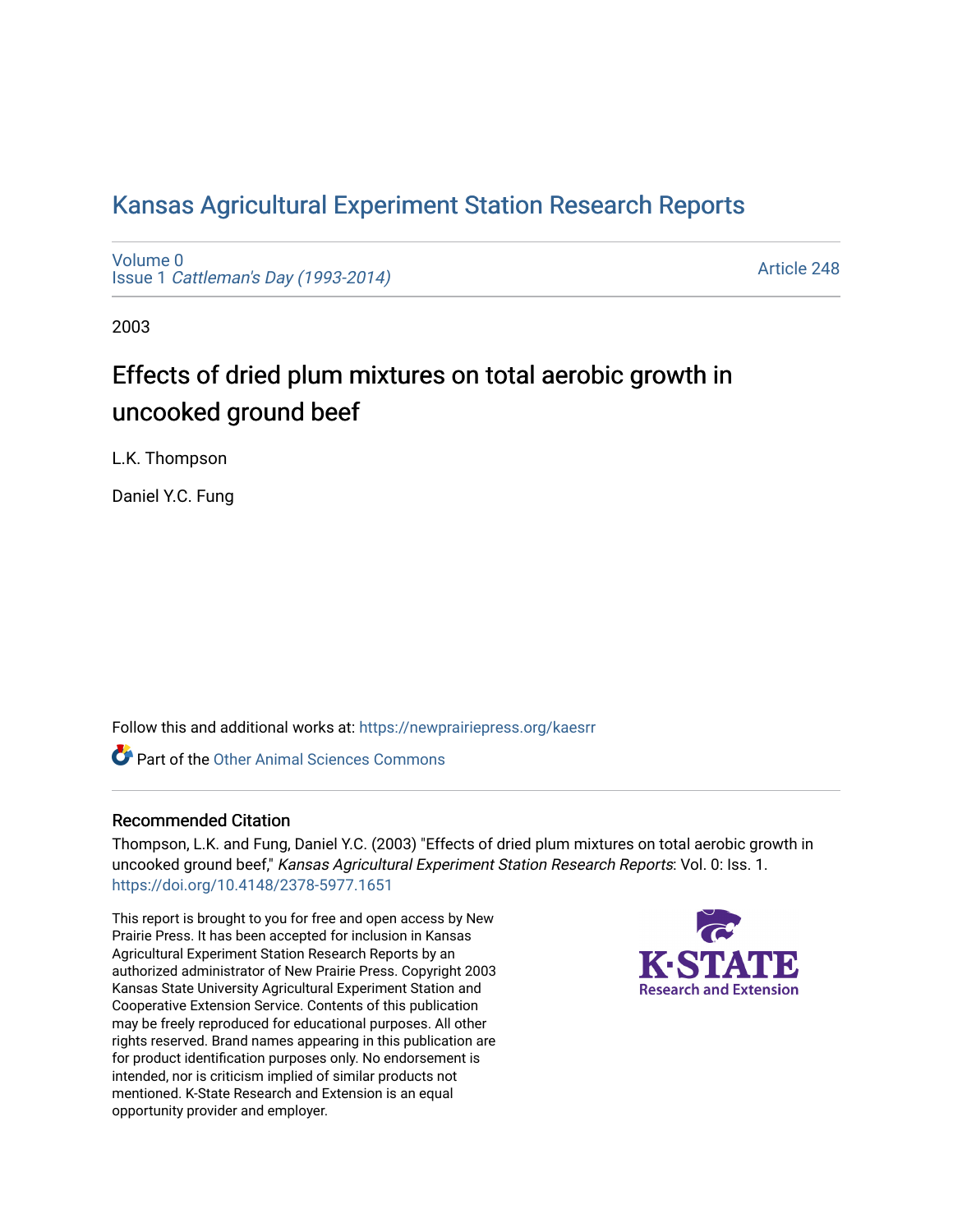# Kansas Agricultural Experiment Station Research Reports

Volume 0
Issue 1 *Cattleman's Day (1993-2014)*

Article 248

2003

## Effects of dried plum mixtures on total aerobic growth in uncooked ground beef

L.K. Thompson

Daniel Y.C. Fung

Follow this and additional works at: https://newprairiepress.org/kaesrr

Part of the Other Animal Sciences Commons

### Recommended Citation

Thompson, L.K. and Fung, Daniel Y.C. (2003) "Effects of dried plum mixtures on total aerobic growth in uncooked ground beef," *Kansas Agricultural Experiment Station Research Reports*: Vol. 0: Iss. 1. https://doi.org/10.4148/2378-5977.1651

This report is brought to you for free and open access by New Prairie Press. It has been accepted for inclusion in Kansas Agricultural Experiment Station Research Reports by an authorized administrator of New Prairie Press. Copyright 2003 Kansas State University Agricultural Experiment Station and Cooperative Extension Service. Contents of this publication may be freely reproduced for educational purposes. All other rights reserved. Brand names appearing in this publication are for product identification purposes only. No endorsement is intended, nor is criticism implied of similar products not mentioned. K-State Research and Extension is an equal opportunity provider and employer.

K-STATE Research and Extension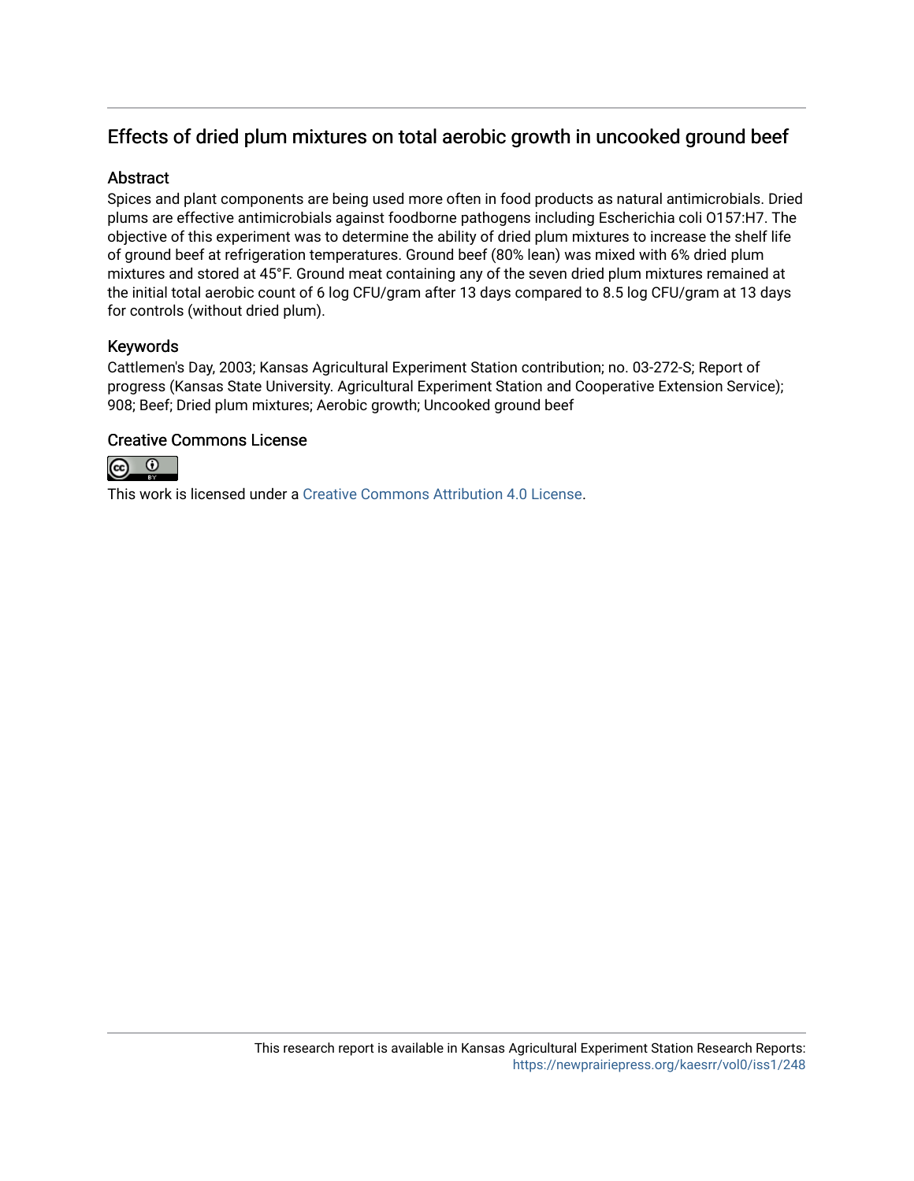## Effects of dried plum mixtures on total aerobic growth in uncooked ground beef

### Abstract

Spices and plant components are being used more often in food products as natural antimicrobials. Dried plums are effective antimicrobials against foodborne pathogens including Escherichia coli O157:H7. The objective of this experiment was to determine the ability of dried plum mixtures to increase the shelf life of ground beef at refrigeration temperatures. Ground beef (80% lean) was mixed with 6% dried plum mixtures and stored at 45°F. Ground meat containing any of the seven dried plum mixtures remained at the initial total aerobic count of 6 log CFU/gram after 13 days compared to 8.5 log CFU/gram at 13 days for controls (without dried plum).

### Keywords

Cattlemen's Day, 2003; Kansas Agricultural Experiment Station contribution; no. 03-272-S; Report of progress (Kansas State University. Agricultural Experiment Station and Cooperative Extension Service); 908; Beef; Dried plum mixtures; Aerobic growth; Uncooked ground beef

### Creative Commons License

This work is licensed under a Creative Commons Attribution 4.0 License.

This research report is available in Kansas Agricultural Experiment Station Research Reports: https://newprairiepress.org/kaesrr/vol0/iss1/248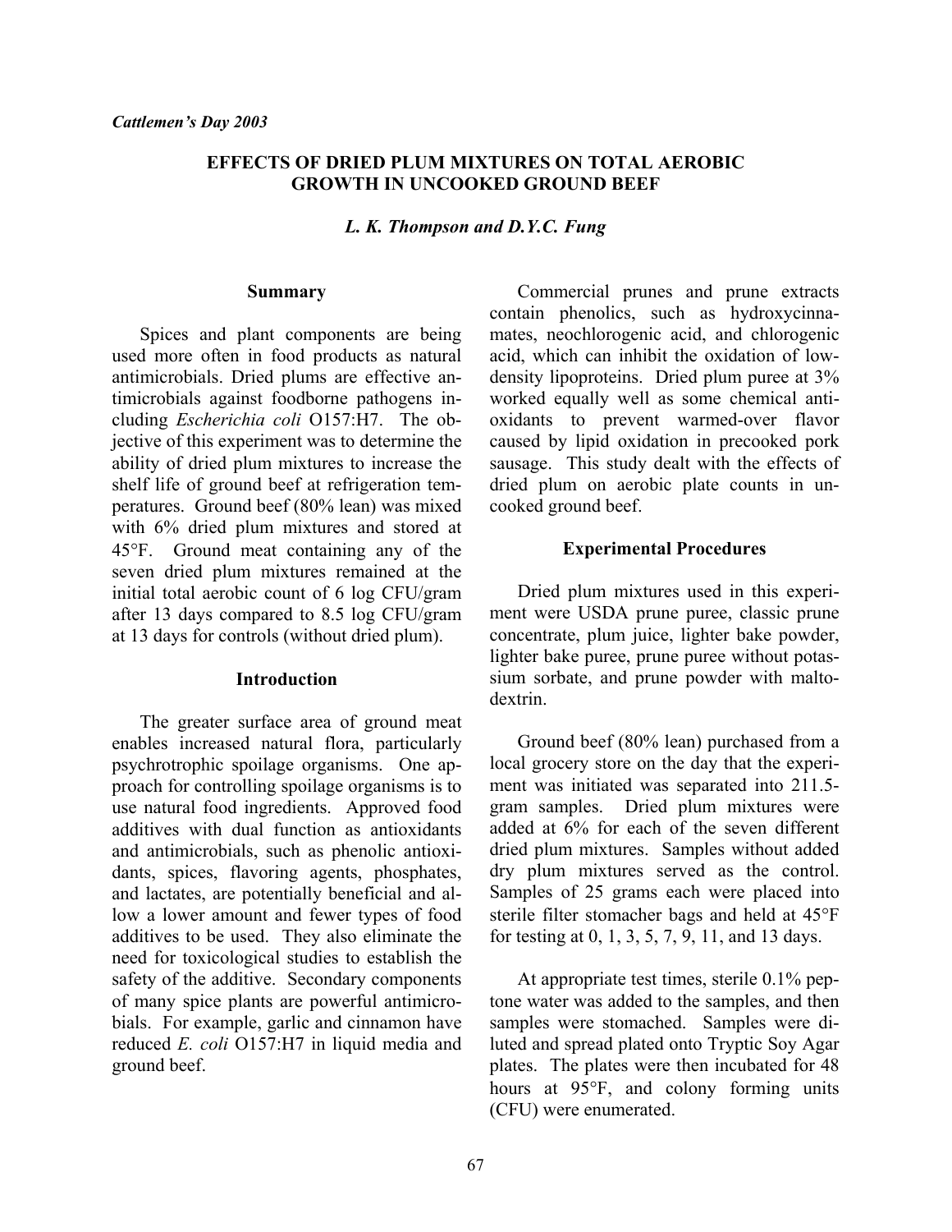*Cattlemen's Day 2003*

# EFFECTS OF DRIED PLUM MIXTURES ON TOTAL AEROBIC GROWTH IN UNCOOKED GROUND BEEF

*L. K. Thompson and D.Y.C. Fung*

## Summary

Spices and plant components are being used more often in food products as natural antimicrobials. Dried plums are effective antimicrobials against foodborne pathogens including *Escherichia coli* O157:H7. The objective of this experiment was to determine the ability of dried plum mixtures to increase the shelf life of ground beef at refrigeration temperatures. Ground beef (80% lean) was mixed with 6% dried plum mixtures and stored at 45°F. Ground meat containing any of the seven dried plum mixtures remained at the initial total aerobic count of 6 log CFU/gram after 13 days compared to 8.5 log CFU/gram at 13 days for controls (without dried plum).

## Introduction

The greater surface area of ground meat enables increased natural flora, particularly psychrotrophic spoilage organisms. One approach for controlling spoilage organisms is to use natural food ingredients. Approved food additives with dual function as antioxidants and antimicrobials, such as phenolic antioxidants, spices, flavoring agents, phosphates, and lactates, are potentially beneficial and allow a lower amount and fewer types of food additives to be used. They also eliminate the need for toxicological studies to establish the safety of the additive. Secondary components of many spice plants are powerful antimicrobials. For example, garlic and cinnamon have reduced *E. coli* O157:H7 in liquid media and ground beef.

Commercial prunes and prune extracts contain phenolics, such as hydroxycinnamates, neochlorogenic acid, and chlorogenic acid, which can inhibit the oxidation of low-density lipoproteins. Dried plum puree at 3% worked equally well as some chemical antioxidants to prevent warmed-over flavor caused by lipid oxidation in precooked pork sausage. This study dealt with the effects of dried plum on aerobic plate counts in uncooked ground beef.

## Experimental Procedures

Dried plum mixtures used in this experiment were USDA prune puree, classic prune concentrate, plum juice, lighter bake powder, lighter bake puree, prune puree without potassium sorbate, and prune powder with maltodextrin.

Ground beef (80% lean) purchased from a local grocery store on the day that the experiment was initiated was separated into 211.5-gram samples. Dried plum mixtures were added at 6% for each of the seven different dried plum mixtures. Samples without added dry plum mixtures served as the control. Samples of 25 grams each were placed into sterile filter stomacher bags and held at 45°F for testing at 0, 1, 3, 5, 7, 9, 11, and 13 days.

At appropriate test times, sterile 0.1% peptone water was added to the samples, and then samples were stomached. Samples were diluted and spread plated onto Tryptic Soy Agar plates. The plates were then incubated for 48 hours at 95°F, and colony forming units (CFU) were enumerated.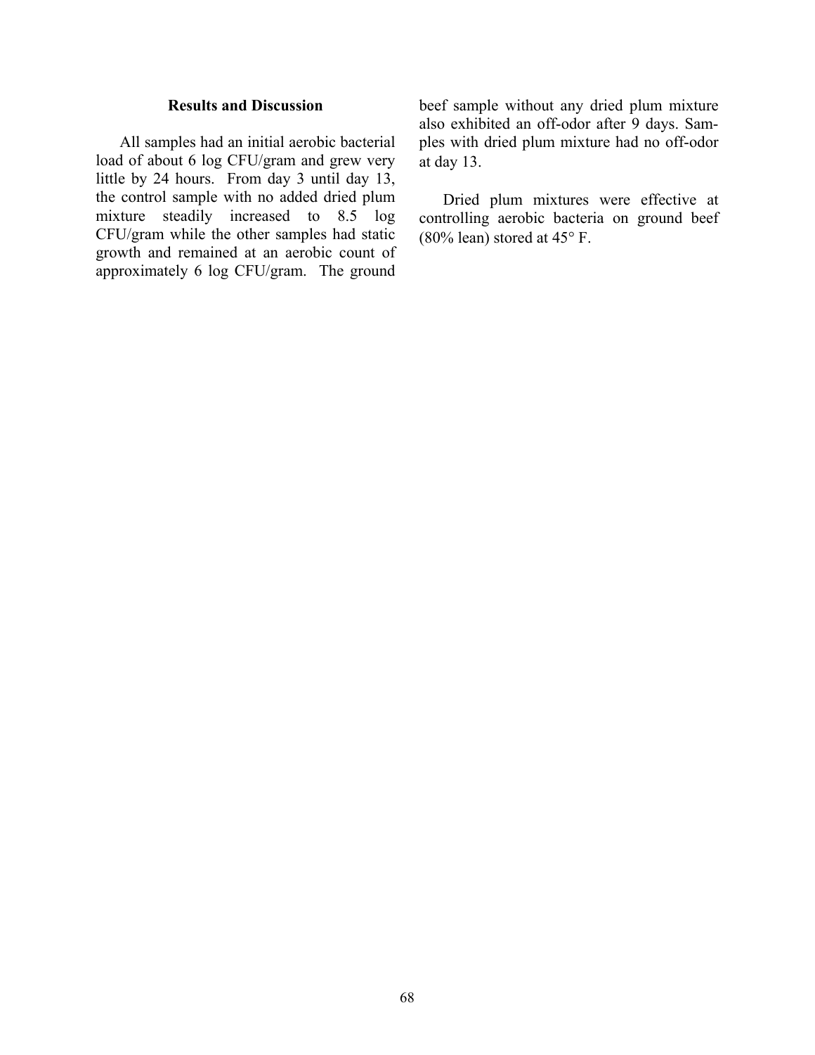## Results and Discussion

All samples had an initial aerobic bacterial load of about 6 log CFU/gram and grew very little by 24 hours. From day 3 until day 13, the control sample with no added dried plum mixture steadily increased to 8.5 log CFU/gram while the other samples had static growth and remained at an aerobic count of approximately 6 log CFU/gram. The ground beef sample without any dried plum mixture also exhibited an off-odor after 9 days. Samples with dried plum mixture had no off-odor at day 13.

Dried plum mixtures were effective at controlling aerobic bacteria on ground beef (80% lean) stored at 45° F.